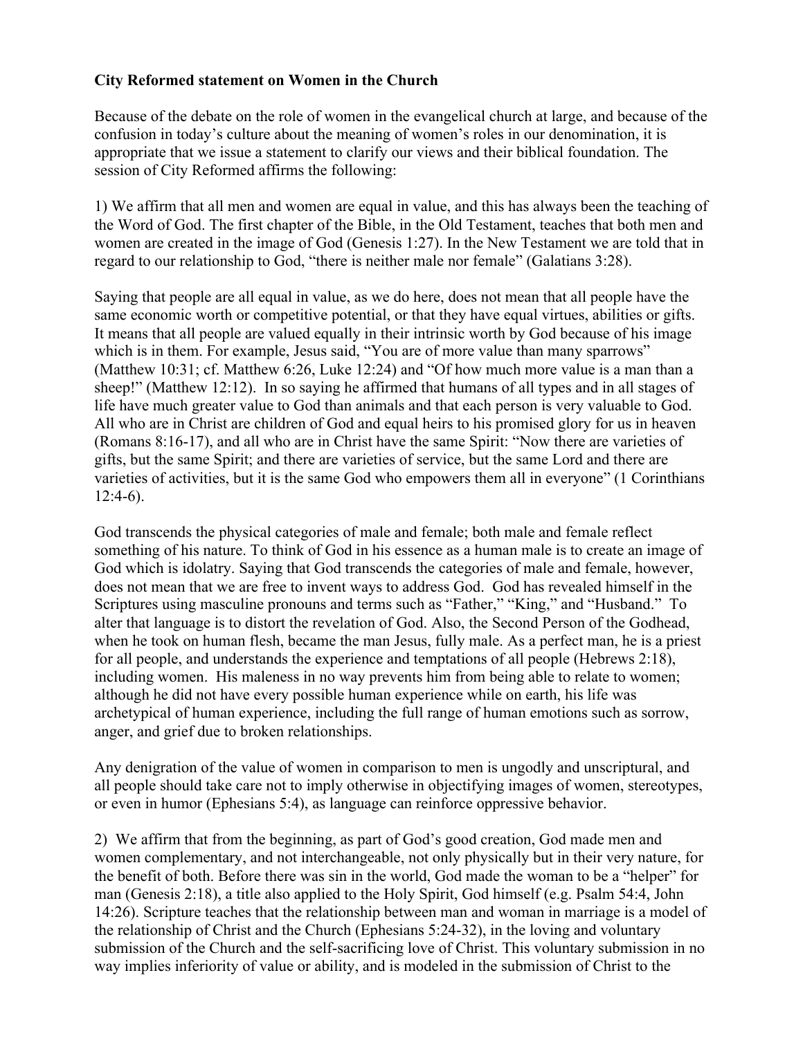**City Reformed statement on Women in the Church**

Because of the debate on the role of women in the evangelical church at large, and because of the confusion in today's culture about the meaning of women's roles in our denomination, it is appropriate that we issue a statement to clarify our views and their biblical foundation. The session of City Reformed affirms the following:

1) We affirm that all men and women are equal in value, and this has always been the teaching of the Word of God. The first chapter of the Bible, in the Old Testament, teaches that both men and women are created in the image of God (Genesis 1:27). In the New Testament we are told that in regard to our relationship to God, "there is neither male nor female" (Galatians 3:28).

Saying that people are all equal in value, as we do here, does not mean that all people have the same economic worth or competitive potential, or that they have equal virtues, abilities or gifts. It means that all people are valued equally in their intrinsic worth by God because of his image which is in them. For example, Jesus said, "You are of more value than many sparrows" (Matthew 10:31; cf. Matthew 6:26, Luke 12:24) and "Of how much more value is a man than a sheep!" (Matthew 12:12). In so saying he affirmed that humans of all types and in all stages of life have much greater value to God than animals and that each person is very valuable to God. All who are in Christ are children of God and equal heirs to his promised glory for us in heaven (Romans 8:16-17), and all who are in Christ have the same Spirit: "Now there are varieties of gifts, but the same Spirit; and there are varieties of service, but the same Lord and there are varieties of activities, but it is the same God who empowers them all in everyone" (1 Corinthians 12:4-6).

God transcends the physical categories of male and female; both male and female reflect something of his nature. To think of God in his essence as a human male is to create an image of God which is idolatry. Saying that God transcends the categories of male and female, however, does not mean that we are free to invent ways to address God. God has revealed himself in the Scriptures using masculine pronouns and terms such as "Father," "King," and "Husband." To alter that language is to distort the revelation of God. Also, the Second Person of the Godhead, when he took on human flesh, became the man Jesus, fully male. As a perfect man, he is a priest for all people, and understands the experience and temptations of all people (Hebrews 2:18), including women. His maleness in no way prevents him from being able to relate to women; although he did not have every possible human experience while on earth, his life was archetypical of human experience, including the full range of human emotions such as sorrow, anger, and grief due to broken relationships.

Any denigration of the value of women in comparison to men is ungodly and unscriptural, and all people should take care not to imply otherwise in objectifying images of women, stereotypes, or even in humor (Ephesians 5:4), as language can reinforce oppressive behavior.

2) We affirm that from the beginning, as part of God's good creation, God made men and women complementary, and not interchangeable, not only physically but in their very nature, for the benefit of both. Before there was sin in the world, God made the woman to be a "helper" for man (Genesis 2:18), a title also applied to the Holy Spirit, God himself (e.g. Psalm 54:4, John 14:26). Scripture teaches that the relationship between man and woman in marriage is a model of the relationship of Christ and the Church (Ephesians 5:24-32), in the loving and voluntary submission of the Church and the self-sacrificing love of Christ. This voluntary submission in no way implies inferiority of value or ability, and is modeled in the submission of Christ to the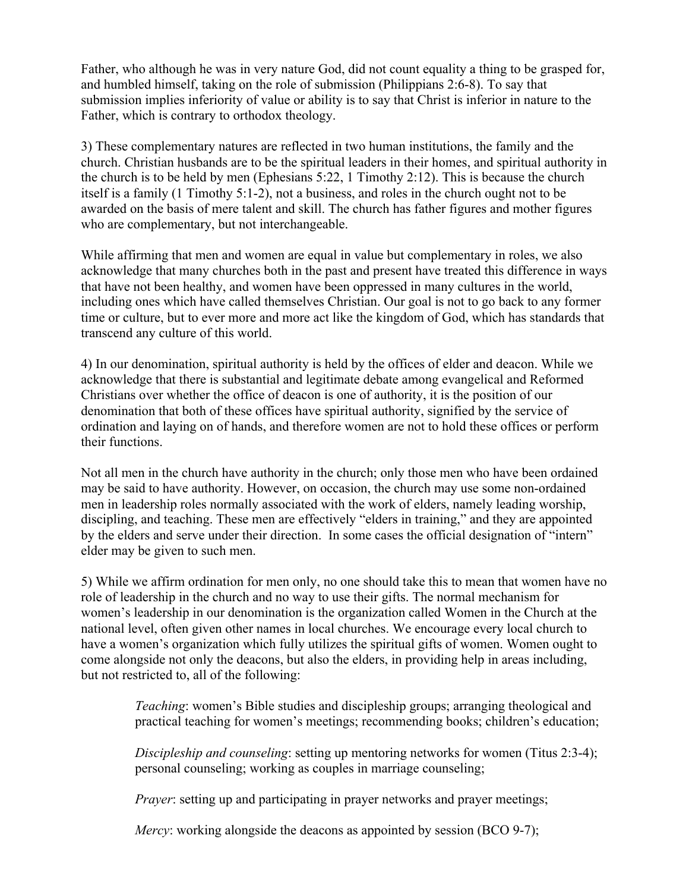Father, who although he was in very nature God, did not count equality a thing to be grasped for, and humbled himself, taking on the role of submission (Philippians 2:6-8). To say that submission implies inferiority of value or ability is to say that Christ is inferior in nature to the Father, which is contrary to orthodox theology.

3) These complementary natures are reflected in two human institutions, the family and the church. Christian husbands are to be the spiritual leaders in their homes, and spiritual authority in the church is to be held by men (Ephesians 5:22, 1 Timothy 2:12). This is because the church itself is a family (1 Timothy 5:1-2), not a business, and roles in the church ought not to be awarded on the basis of mere talent and skill. The church has father figures and mother figures who are complementary, but not interchangeable.

While affirming that men and women are equal in value but complementary in roles, we also acknowledge that many churches both in the past and present have treated this difference in ways that have not been healthy, and women have been oppressed in many cultures in the world, including ones which have called themselves Christian. Our goal is not to go back to any former time or culture, but to ever more and more act like the kingdom of God, which has standards that transcend any culture of this world.

4) In our denomination, spiritual authority is held by the offices of elder and deacon. While we acknowledge that there is substantial and legitimate debate among evangelical and Reformed Christians over whether the office of deacon is one of authority, it is the position of our denomination that both of these offices have spiritual authority, signified by the service of ordination and laying on of hands, and therefore women are not to hold these offices or perform their functions.

Not all men in the church have authority in the church; only those men who have been ordained may be said to have authority. However, on occasion, the church may use some non-ordained men in leadership roles normally associated with the work of elders, namely leading worship, discipling, and teaching. These men are effectively "elders in training," and they are appointed by the elders and serve under their direction. In some cases the official designation of "intern" elder may be given to such men.

5) While we affirm ordination for men only, no one should take this to mean that women have no role of leadership in the church and no way to use their gifts. The normal mechanism for women's leadership in our denomination is the organization called Women in the Church at the national level, often given other names in local churches. We encourage every local church to have a women's organization which fully utilizes the spiritual gifts of women. Women ought to come alongside not only the deacons, but also the elders, in providing help in areas including, but not restricted to, all of the following:

> *Teaching*: women's Bible studies and discipleship groups; arranging theological and practical teaching for women's meetings; recommending books; children's education;
>
> *Discipleship and counseling*: setting up mentoring networks for women (Titus 2:3-4); personal counseling; working as couples in marriage counseling;
>
> *Prayer*: setting up and participating in prayer networks and prayer meetings;
>
> *Mercy*: working alongside the deacons as appointed by session (BCO 9-7);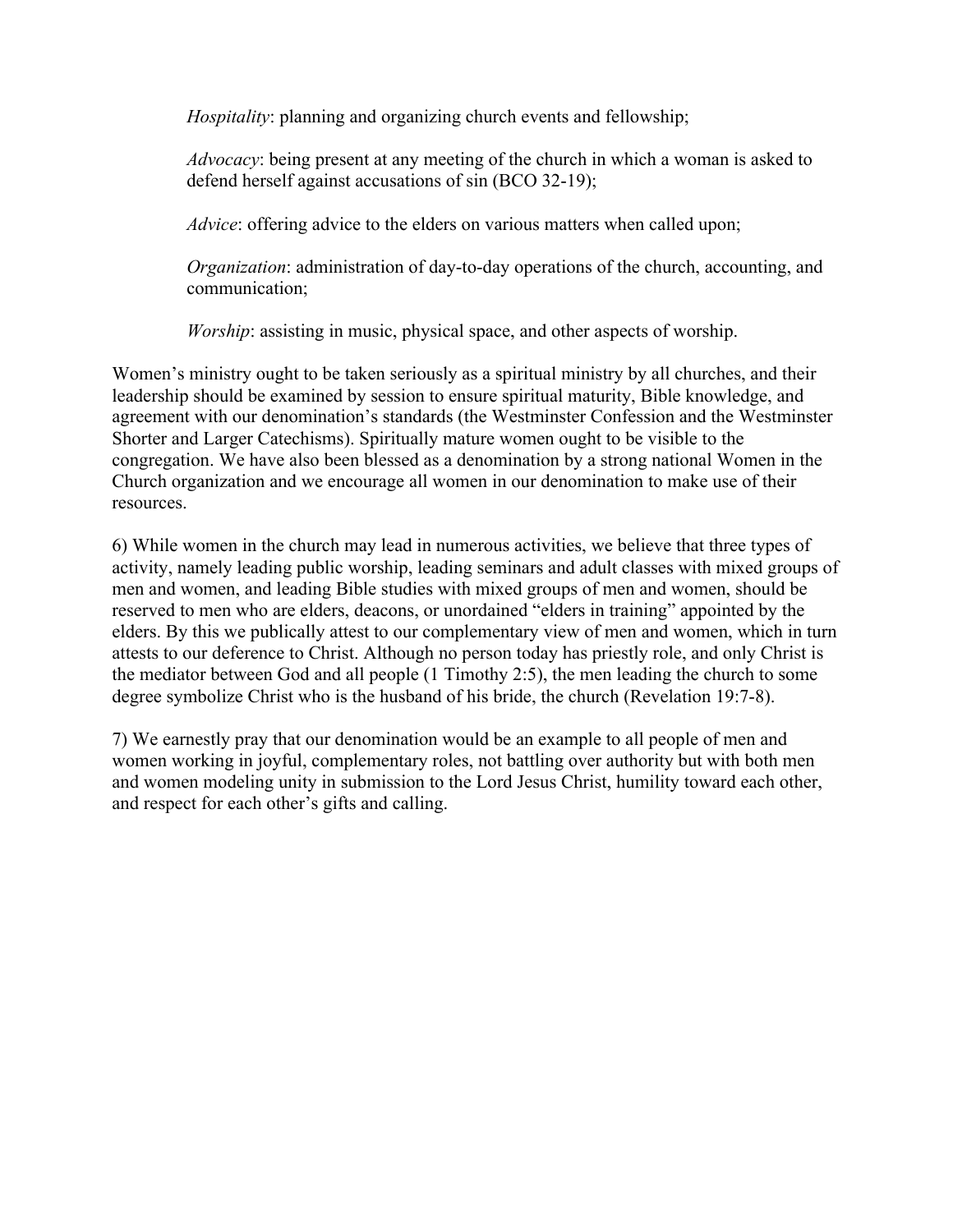*Hospitality*: planning and organizing church events and fellowship;

*Advocacy*: being present at any meeting of the church in which a woman is asked to defend herself against accusations of sin (BCO 32-19);

*Advice*: offering advice to the elders on various matters when called upon;

*Organization*: administration of day-to-day operations of the church, accounting, and communication;

*Worship*: assisting in music, physical space, and other aspects of worship.

Women's ministry ought to be taken seriously as a spiritual ministry by all churches, and their leadership should be examined by session to ensure spiritual maturity, Bible knowledge, and agreement with our denomination's standards (the Westminster Confession and the Westminster Shorter and Larger Catechisms). Spiritually mature women ought to be visible to the congregation. We have also been blessed as a denomination by a strong national Women in the Church organization and we encourage all women in our denomination to make use of their resources.

6) While women in the church may lead in numerous activities, we believe that three types of activity, namely leading public worship, leading seminars and adult classes with mixed groups of men and women, and leading Bible studies with mixed groups of men and women, should be reserved to men who are elders, deacons, or unordained "elders in training" appointed by the elders. By this we publically attest to our complementary view of men and women, which in turn attests to our deference to Christ. Although no person today has priestly role, and only Christ is the mediator between God and all people (1 Timothy 2:5), the men leading the church to some degree symbolize Christ who is the husband of his bride, the church (Revelation 19:7-8).

7) We earnestly pray that our denomination would be an example to all people of men and women working in joyful, complementary roles, not battling over authority but with both men and women modeling unity in submission to the Lord Jesus Christ, humility toward each other, and respect for each other's gifts and calling.